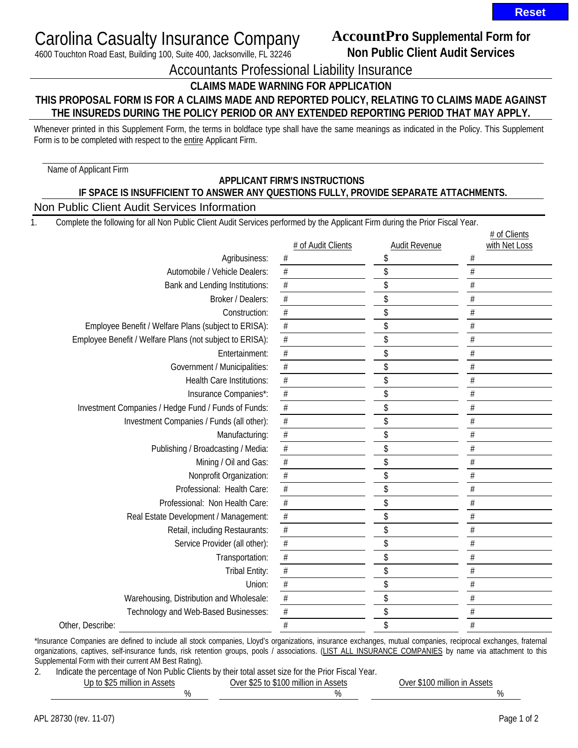# Carolina Casualty Insurance Company

4600 Touchton Road East, Building 100, Suite 400, Jacksonville, FL 32246

## AccountPro Supplemental Form for Non Public Client Audit Services

## Accountants Professional Liability Insurance

**CLAIMS MADE WARNING FOR APPLICATION**

**THIS PROPOSAL FORM IS FOR A CLAIMS MADE AND REPORTED POLICY, RELATING TO CLAIMS MADE AGAINST THE INSUREDS DURING THE POLICY PERIOD OR ANY EXTENDED REPORTING PERIOD THAT MAY APPLY.**

Whenever printed in this Supplement Form, the terms in boldface type shall have the same meanings as indicated in the Policy. This Supplement Form is to be completed with respect to the entire Applicant Firm.

Name of Applicant Firm ______________________________

**APPLICANT FIRM'S INSTRUCTIONS**

**IF SPACE IS INSUFFICIENT TO ANSWER ANY QUESTIONS FULLY, PROVIDE SEPARATE ATTACHMENTS.**

## Non Public Client Audit Services Information

1. Complete the following for all Non Public Client Audit Services performed by the Applicant Firm during the Prior Fiscal Year.

| | # of Audit Clients | Audit Revenue | # of Clients with Net Loss |
|---|---|---|---|
| Agribusiness: | # | $ | # |
| Automobile / Vehicle Dealers: | # | $ | # |
| Bank and Lending Institutions: | # | $ | # |
| Broker / Dealers: | # | $ | # |
| Construction: | # | $ | # |
| Employee Benefit / Welfare Plans (subject to ERISA): | # | $ | # |
| Employee Benefit / Welfare Plans (not subject to ERISA): | # | $ | # |
| Entertainment: | # | $ | # |
| Government / Municipalities: | # | $ | # |
| Health Care Institutions: | # | $ | # |
| Insurance Companies*: | # | $ | # |
| Investment Companies / Hedge Fund / Funds of Funds: | # | $ | # |
| Investment Companies / Funds (all other): | # | $ | # |
| Manufacturing: | # | $ | # |
| Publishing / Broadcasting / Media: | # | $ | # |
| Mining / Oil and Gas: | # | $ | # |
| Nonprofit Organization: | # | $ | # |
| Professional: Health Care: | # | $ | # |
| Professional: Non Health Care: | # | $ | # |
| Real Estate Development / Management: | # | $ | # |
| Retail, including Restaurants: | # | $ | # |
| Service Provider (all other): | # | $ | # |
| Transportation: | # | $ | # |
| Tribal Entity: | # | $ | # |
| Union: | # | $ | # |
| Warehousing, Distribution and Wholesale: | # | $ | # |
| Technology and Web-Based Businesses: | # | $ | # |
| Other, Describe: ______________ | # | $ | # |

*Insurance Companies are defined to include all stock companies, Lloyd's organizations, insurance exchanges, mutual companies, reciprocal exchanges, fraternal organizations, captives, self-insurance funds, risk retention groups, pools / associations. (LIST ALL INSURANCE COMPANIES by name via attachment to this Supplemental Form with their current AM Best Rating).

2. Indicate the percentage of Non Public Clients by their total asset size for the Prior Fiscal Year.

| Up to $25 million in Assets | Over $25 to $100 million in Assets | Over $100 million in Assets |
|---|---|---|
| % | % | % |

APL 28730 (rev. 11-07)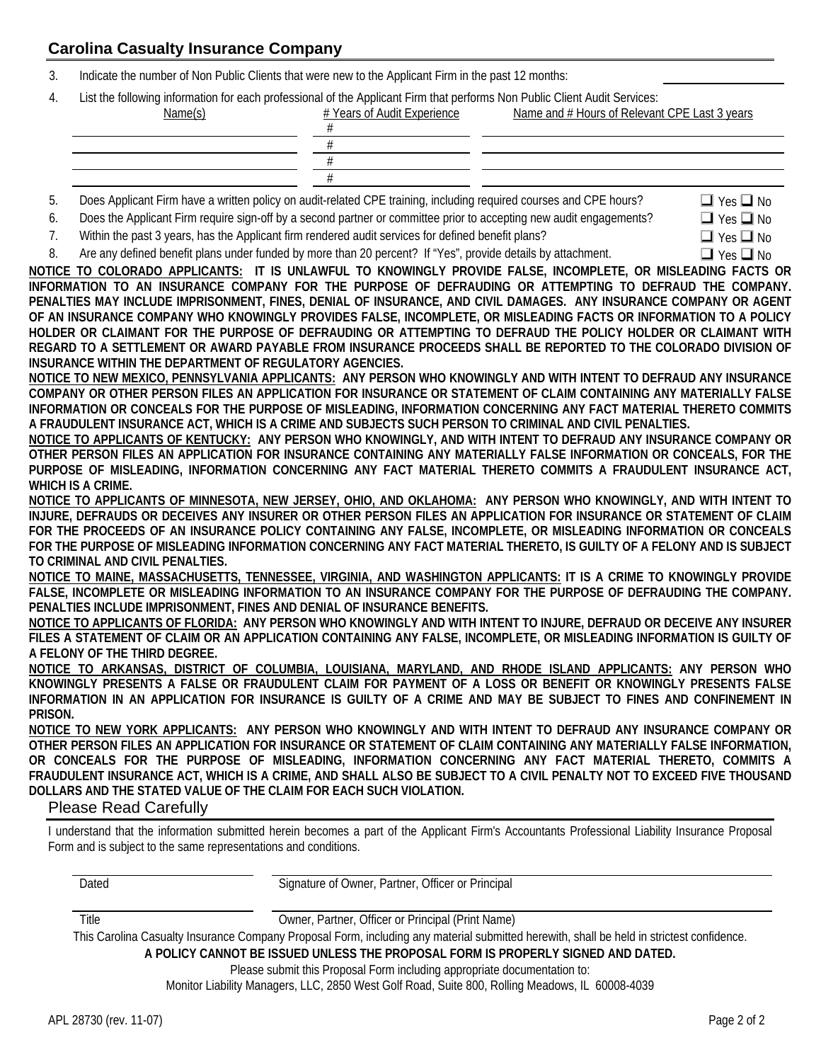## Carolina Casualty Insurance Company

3. Indicate the number of Non Public Clients that were new to the Applicant Firm in the past 12 months: ______________

4. List the following information for each professional of the Applicant Firm that performs Non Public Client Audit Services:

| Name(s) | # Years of Audit Experience | Name and # Hours of Relevant CPE Last 3 years |
| --- | --- | --- |
| | # | |
| | # | |
| | # | |
| | # | |

5. Does Applicant Firm have a written policy on audit-related CPE training, including required courses and CPE hours? ☐ Yes ☐ No
6. Does the Applicant Firm require sign-off by a second partner or committee prior to accepting new audit engagements? ☐ Yes ☐ No
7. Within the past 3 years, has the Applicant firm rendered audit services for defined benefit plans? ☐ Yes ☐ No
8. Are any defined benefit plans under funded by more than 20 percent? If "Yes", provide details by attachment. ☐ Yes ☐ No

**NOTICE TO COLORADO APPLICANTS: IT IS UNLAWFUL TO KNOWINGLY PROVIDE FALSE, INCOMPLETE, OR MISLEADING FACTS OR INFORMATION TO AN INSURANCE COMPANY FOR THE PURPOSE OF DEFRAUDING OR ATTEMPTING TO DEFRAUD THE COMPANY. PENALTIES MAY INCLUDE IMPRISONMENT, FINES, DENIAL OF INSURANCE, AND CIVIL DAMAGES. ANY INSURANCE COMPANY OR AGENT OF AN INSURANCE COMPANY WHO KNOWINGLY PROVIDES FALSE, INCOMPLETE, OR MISLEADING FACTS OR INFORMATION TO A POLICY HOLDER OR CLAIMANT FOR THE PURPOSE OF DEFRAUDING OR ATTEMPTING TO DEFRAUD THE POLICY HOLDER OR CLAIMANT WITH REGARD TO A SETTLEMENT OR AWARD PAYABLE FROM INSURANCE PROCEEDS SHALL BE REPORTED TO THE COLORADO DIVISION OF INSURANCE WITHIN THE DEPARTMENT OF REGULATORY AGENCIES.**

**NOTICE TO NEW MEXICO, PENNSYLVANIA APPLICANTS: ANY PERSON WHO KNOWINGLY AND WITH INTENT TO DEFRAUD ANY INSURANCE COMPANY OR OTHER PERSON FILES AN APPLICATION FOR INSURANCE OR STATEMENT OF CLAIM CONTAINING ANY MATERIALLY FALSE INFORMATION OR CONCEALS FOR THE PURPOSE OF MISLEADING, INFORMATION CONCERNING ANY FACT MATERIAL THERETO COMMITS A FRAUDULENT INSURANCE ACT, WHICH IS A CRIME AND SUBJECTS SUCH PERSON TO CRIMINAL AND CIVIL PENALTIES.**

**NOTICE TO APPLICANTS OF KENTUCKY: ANY PERSON WHO KNOWINGLY, AND WITH INTENT TO DEFRAUD ANY INSURANCE COMPANY OR OTHER PERSON FILES AN APPLICATION FOR INSURANCE CONTAINING ANY MATERIALLY FALSE INFORMATION OR CONCEALS, FOR THE PURPOSE OF MISLEADING, INFORMATION CONCERNING ANY FACT MATERIAL THERETO COMMITS A FRAUDULENT INSURANCE ACT, WHICH IS A CRIME.**

**NOTICE TO APPLICANTS OF MINNESOTA, NEW JERSEY, OHIO, AND OKLAHOMA: ANY PERSON WHO KNOWINGLY, AND WITH INTENT TO INJURE, DEFRAUDS OR DECEIVES ANY INSURER OR OTHER PERSON FILES AN APPLICATION FOR INSURANCE OR STATEMENT OF CLAIM FOR THE PROCEEDS OF AN INSURANCE POLICY CONTAINING ANY FALSE, INCOMPLETE, OR MISLEADING INFORMATION OR CONCEALS FOR THE PURPOSE OF MISLEADING INFORMATION CONCERNING ANY FACT MATERIAL THERETO, IS GUILTY OF A FELONY AND IS SUBJECT TO CRIMINAL AND CIVIL PENALTIES.**

**NOTICE TO MAINE, MASSACHUSETTS, TENNESSEE, VIRGINIA, AND WASHINGTON APPLICANTS: IT IS A CRIME TO KNOWINGLY PROVIDE FALSE, INCOMPLETE OR MISLEADING INFORMATION TO AN INSURANCE COMPANY FOR THE PURPOSE OF DEFRAUDING THE COMPANY. PENALTIES INCLUDE IMPRISONMENT, FINES AND DENIAL OF INSURANCE BENEFITS.**

**NOTICE TO APPLICANTS OF FLORIDA: ANY PERSON WHO KNOWINGLY AND WITH INTENT TO INJURE, DEFRAUD OR DECEIVE ANY INSURER FILES A STATEMENT OF CLAIM OR AN APPLICATION CONTAINING ANY FALSE, INCOMPLETE, OR MISLEADING INFORMATION IS GUILTY OF A FELONY OF THE THIRD DEGREE.**

**NOTICE TO ARKANSAS, DISTRICT OF COLUMBIA, LOUISIANA, MARYLAND, AND RHODE ISLAND APPLICANTS: ANY PERSON WHO KNOWINGLY PRESENTS A FALSE OR FRAUDULENT CLAIM FOR PAYMENT OF A LOSS OR BENEFIT OR KNOWINGLY PRESENTS FALSE INFORMATION IN AN APPLICATION FOR INSURANCE IS GUILTY OF A CRIME AND MAY BE SUBJECT TO FINES AND CONFINEMENT IN PRISON.**

**NOTICE TO NEW YORK APPLICANTS: ANY PERSON WHO KNOWINGLY AND WITH INTENT TO DEFRAUD ANY INSURANCE COMPANY OR OTHER PERSON FILES AN APPLICATION FOR INSURANCE OR STATEMENT OF CLAIM CONTAINING ANY MATERIALLY FALSE INFORMATION, OR CONCEALS FOR THE PURPOSE OF MISLEADING, INFORMATION CONCERNING ANY FACT MATERIAL THERETO, COMMITS A FRAUDULENT INSURANCE ACT, WHICH IS A CRIME, AND SHALL ALSO BE SUBJECT TO A CIVIL PENALTY NOT TO EXCEED FIVE THOUSAND DOLLARS AND THE STATED VALUE OF THE CLAIM FOR EACH SUCH VIOLATION.**

### Please Read Carefully

I understand that the information submitted herein becomes a part of the Applicant Firm's Accountants Professional Liability Insurance Proposal Form and is subject to the same representations and conditions.

Dated ______________ Signature of Owner, Partner, Officer or Principal ______________

Title ______________ Owner, Partner, Officer or Principal (Print Name) ______________

This Carolina Casualty Insurance Company Proposal Form, including any material submitted herewith, shall be held in strictest confidence.

**A POLICY CANNOT BE ISSUED UNLESS THE PROPOSAL FORM IS PROPERLY SIGNED AND DATED.**

Please submit this Proposal Form including appropriate documentation to:

Monitor Liability Managers, LLC, 2850 West Golf Road, Suite 800, Rolling Meadows, IL 60008-4039

APL 28730 (rev. 11-07)